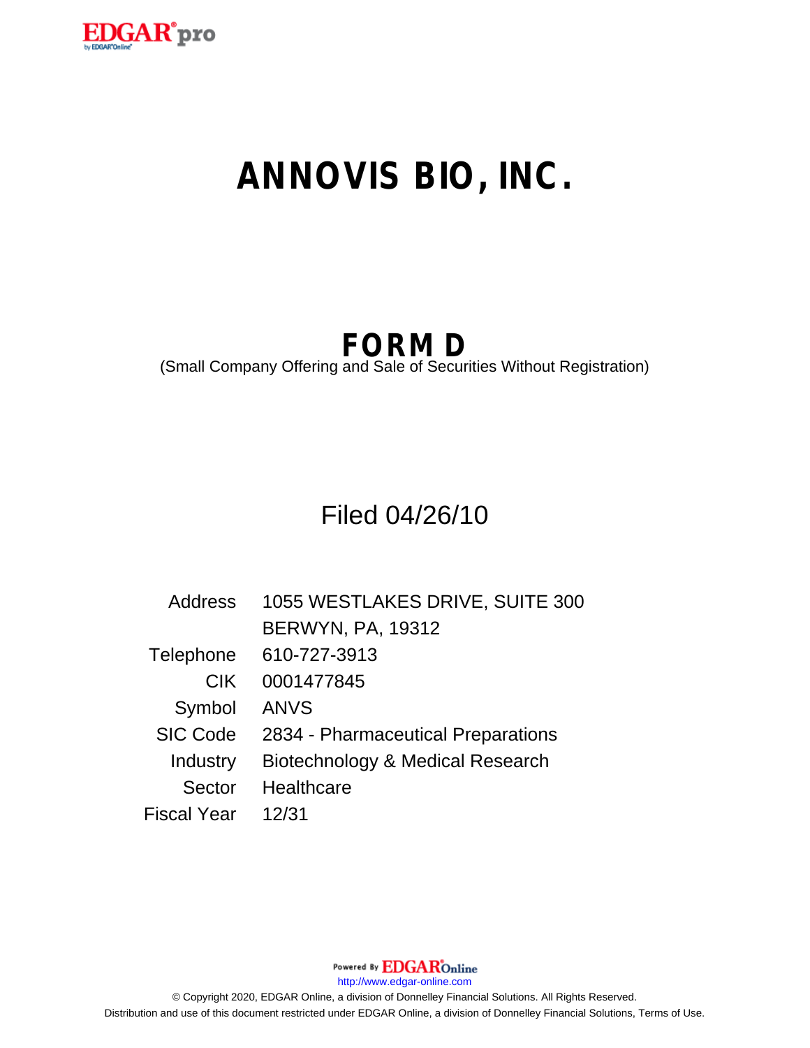# ANNOVIS BIO, INC.

## FORM D

(Small Company Offering and Sale of Securities Without Registration)

Filed 04/26/10

| | |
|---|---|
| Address | 1055 WESTLAKES DRIVE, SUITE 300<br>BERWYN, PA, 19312 |
| Telephone | 610-727-3913 |
| CIK | 0001477845 |
| Symbol | ANVS |
| SIC Code | 2834 - Pharmaceutical Preparations |
| Industry | Biotechnology & Medical Research |
| Sector | Healthcare |
| Fiscal Year | 12/31 |

Powered By EDGAR Online

http://www.edgar-online.com

© Copyright 2020, EDGAR Online, a division of Donnelley Financial Solutions. All Rights Reserved.

Distribution and use of this document restricted under EDGAR Online, a division of Donnelley Financial Solutions, Terms of Use.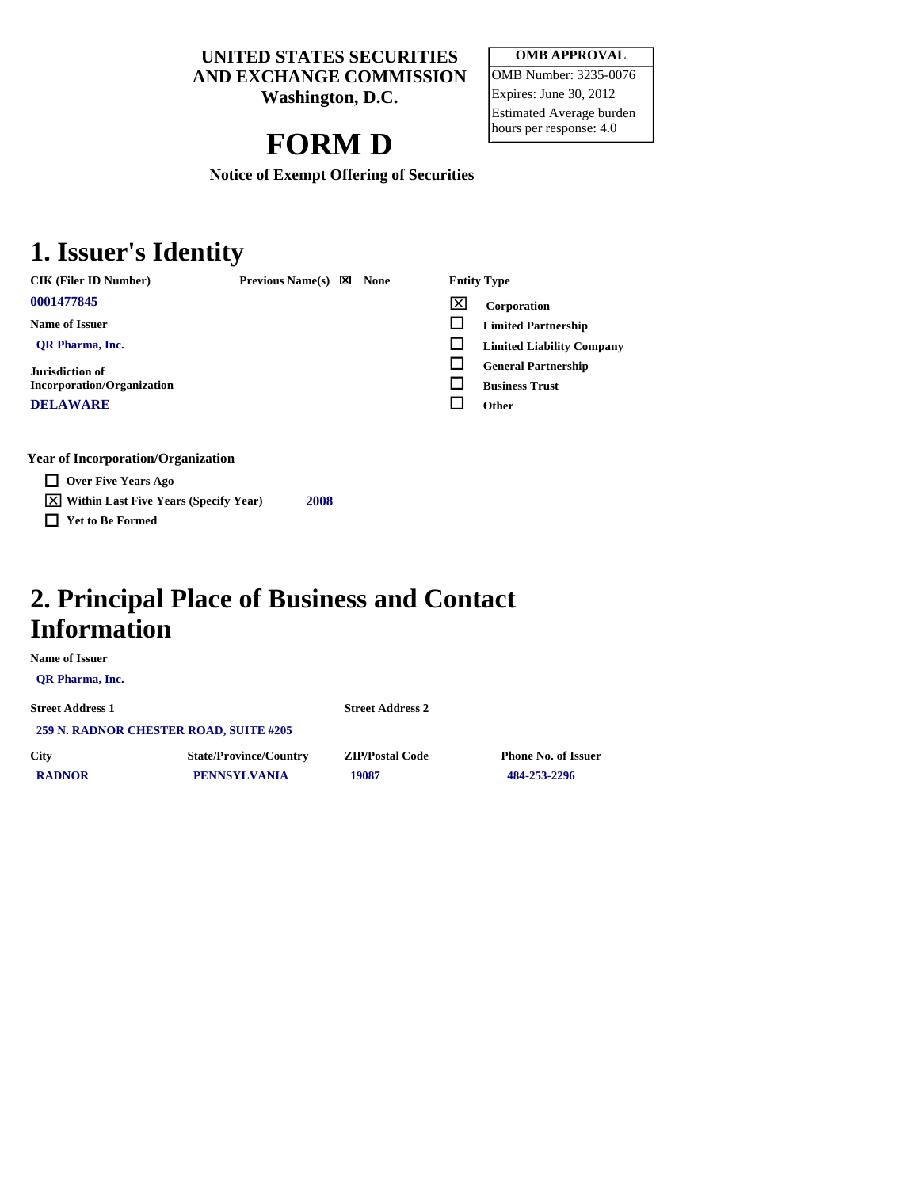**UNITED STATES SECURITIES AND EXCHANGE COMMISSION**
**Washington, D.C.**

| OMB APPROVAL |
|---|
| OMB Number: 3235-0076 |
| Expires: June 30, 2012 |
| Estimated Average burden hours per response: 4.0 |

# FORM D

**Notice of Exempt Offering of Securities**

## 1. Issuer's Identity

**CIK (Filer ID Number)**
0001477845

**Previous Name(s)** ☒ None

**Name of Issuer**
QR Pharma, Inc.

**Jurisdiction of Incorporation/Organization**
DELAWARE

**Entity Type**

- ☒ Corporation
- ☐ Limited Partnership
- ☐ Limited Liability Company
- ☐ General Partnership
- ☐ Business Trust
- ☐ Other

**Year of Incorporation/Organization**

- ☐ Over Five Years Ago
- ☒ Within Last Five Years (Specify Year) 2008
- ☐ Yet to Be Formed

## 2. Principal Place of Business and Contact Information

**Name of Issuer**
QR Pharma, Inc.

| Street Address 1 | Street Address 2 |
|---|---|
| 259 N. RADNOR CHESTER ROAD, SUITE #205 | |

| City | State/Province/Country | ZIP/Postal Code | Phone No. of Issuer |
|---|---|---|---|
| RADNOR | PENNSYLVANIA | 19087 | 484-253-2296 |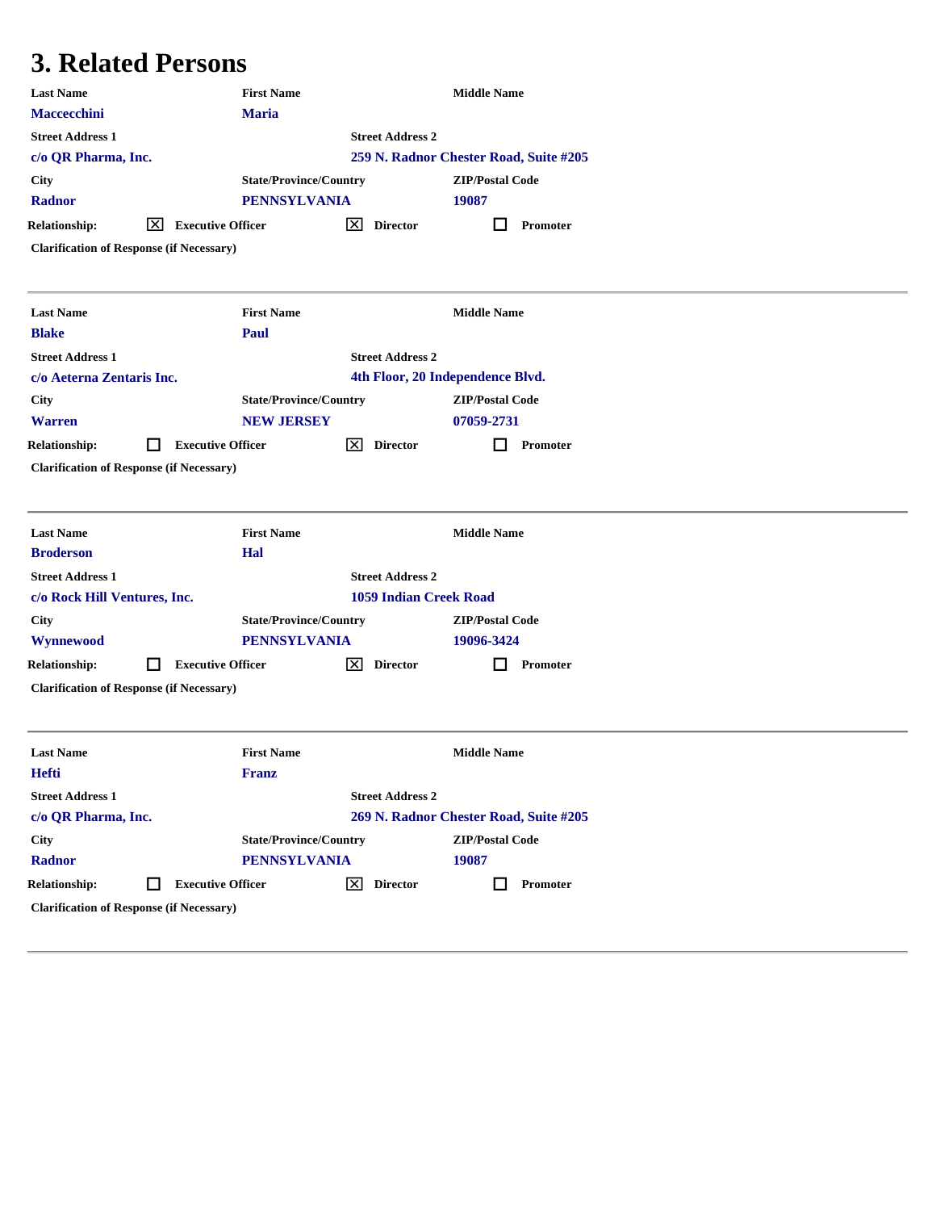# 3. Related Persons

| Last Name | First Name | Middle Name |
|---|---|---|
| Maccecchini | Maria | |

| Street Address 1 | Street Address 2 |
|---|---|
| c/o QR Pharma, Inc. | 259 N. Radnor Chester Road, Suite #205 |

| City | State/Province/Country | ZIP/Postal Code |
|---|---|---|
| Radnor | PENNSYLVANIA | 19087 |

Relationship: ☒ Executive Officer ☒ Director ☐ Promoter

Clarification of Response (if Necessary)

---

| Last Name | First Name | Middle Name |
|---|---|---|
| Blake | Paul | |

| Street Address 1 | Street Address 2 |
|---|---|
| c/o Aeterna Zentaris Inc. | 4th Floor, 20 Independence Blvd. |

| City | State/Province/Country | ZIP/Postal Code |
|---|---|---|
| Warren | NEW JERSEY | 07059-2731 |

Relationship: ☐ Executive Officer ☒ Director ☐ Promoter

Clarification of Response (if Necessary)

---

| Last Name | First Name | Middle Name |
|---|---|---|
| Broderson | Hal | |

| Street Address 1 | Street Address 2 |
|---|---|
| c/o Rock Hill Ventures, Inc. | 1059 Indian Creek Road |

| City | State/Province/Country | ZIP/Postal Code |
|---|---|---|
| Wynnewood | PENNSYLVANIA | 19096-3424 |

Relationship: ☐ Executive Officer ☒ Director ☐ Promoter

Clarification of Response (if Necessary)

---

| Last Name | First Name | Middle Name |
|---|---|---|
| Hefti | Franz | |

| Street Address 1 | Street Address 2 |
|---|---|
| c/o QR Pharma, Inc. | 269 N. Radnor Chester Road, Suite #205 |

| City | State/Province/Country | ZIP/Postal Code |
|---|---|---|
| Radnor | PENNSYLVANIA | 19087 |

Relationship: ☐ Executive Officer ☒ Director ☐ Promoter

Clarification of Response (if Necessary)

---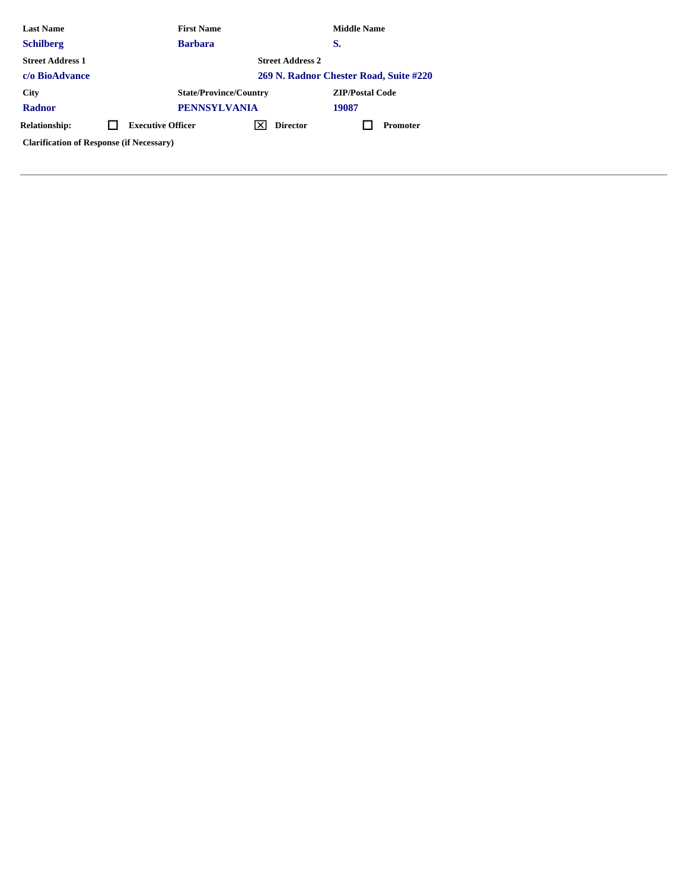| Last Name | First Name | Middle Name |
| --- | --- | --- |
| Schilberg | Barbara | S. |

| Street Address 1 | Street Address 2 |
| --- | --- |
| c/o BioAdvance | 269 N. Radnor Chester Road, Suite #220 |

| City | State/Province/Country | ZIP/Postal Code |
| --- | --- | --- |
| Radnor | PENNSYLVANIA | 19087 |

**Relationship:** ☐ Executive Officer ☒ Director ☐ Promoter

**Clarification of Response (if Necessary)**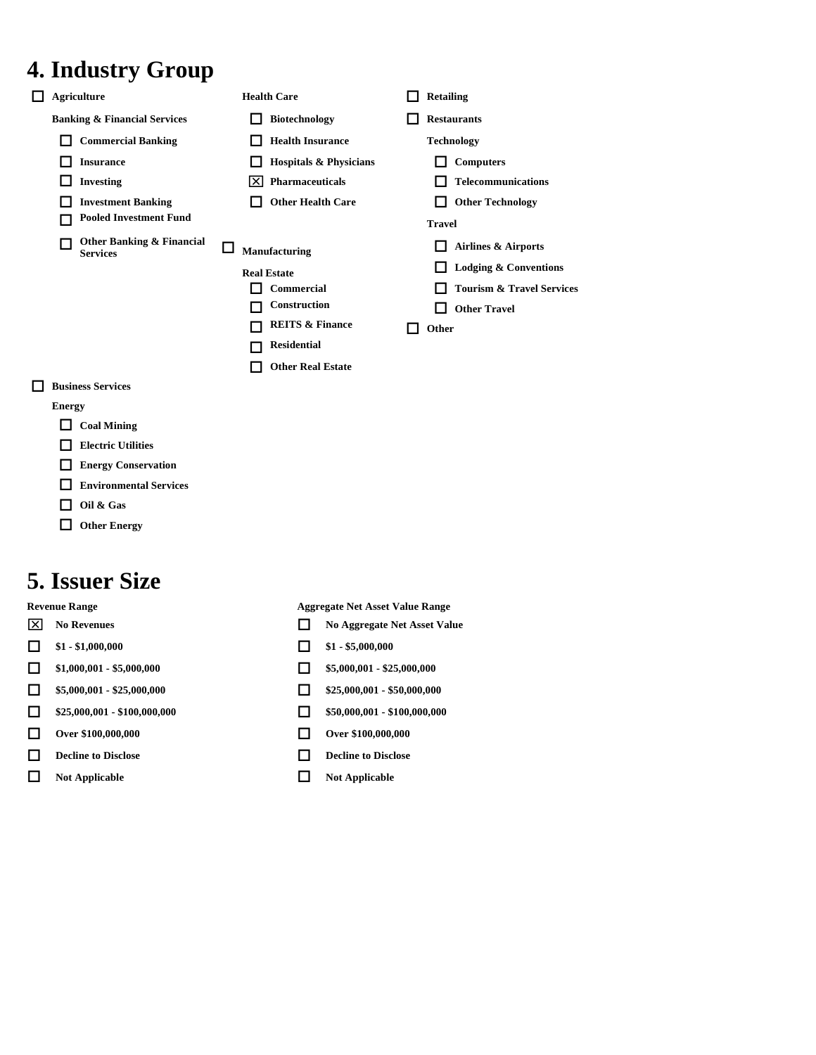## 4. Industry Group

- ☐ Agriculture
- **Banking & Financial Services**
  - ☐ Commercial Banking
  - ☐ Insurance
  - ☐ Investing
  - ☐ Investment Banking
  - ☐ Pooled Investment Fund
  - ☐ Other Banking & Financial Services
- ☐ Business Services
- **Energy**
  - ☐ Coal Mining
  - ☐ Electric Utilities
  - ☐ Energy Conservation
  - ☐ Environmental Services
  - ☐ Oil & Gas
  - ☐ Other Energy
- **Health Care**
  - ☐ Biotechnology
  - ☐ Health Insurance
  - ☐ Hospitals & Physicians
  - ☒ Pharmaceuticals
  - ☐ Other Health Care
- ☐ Manufacturing
- **Real Estate**
  - ☐ Commercial
  - ☐ Construction
  - ☐ REITS & Finance
  - ☐ Residential
  - ☐ Other Real Estate
- ☐ Retailing
- ☐ Restaurants
- **Technology**
  - ☐ Computers
  - ☐ Telecommunications
  - ☐ Other Technology
- **Travel**
  - ☐ Airlines & Airports
  - ☐ Lodging & Conventions
  - ☐ Tourism & Travel Services
  - ☐ Other Travel
- ☐ Other

## 5. Issuer Size

| Revenue Range | Aggregate Net Asset Value Range |
|---|---|
| ☒ No Revenues | ☐ No Aggregate Net Asset Value |
| ☐ $1 - $1,000,000 | ☐ $1 - $5,000,000 |
| ☐ $1,000,001 - $5,000,000 | ☐ $5,000,001 - $25,000,000 |
| ☐ $5,000,001 - $25,000,000 | ☐ $25,000,001 - $50,000,000 |
| ☐ $25,000,001 - $100,000,000 | ☐ $50,000,001 - $100,000,000 |
| ☐ Over $100,000,000 | ☐ Over $100,000,000 |
| ☐ Decline to Disclose | ☐ Decline to Disclose |
| ☐ Not Applicable | ☐ Not Applicable |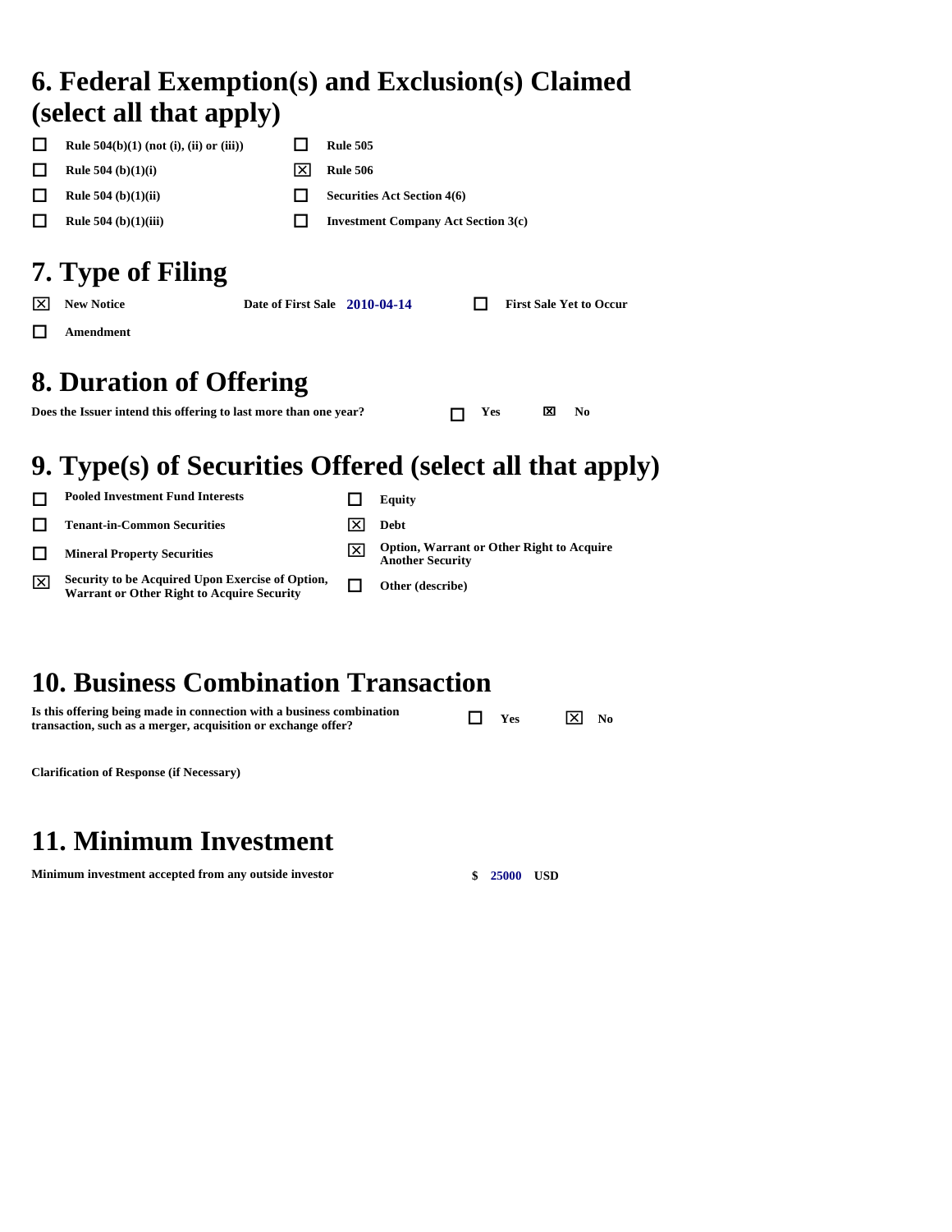## 6. Federal Exemption(s) and Exclusion(s) Claimed (select all that apply)

- ☐ Rule 504(b)(1) (not (i), (ii) or (iii))
- ☐ Rule 504 (b)(1)(i)
- ☐ Rule 504 (b)(1)(ii)
- ☐ Rule 504 (b)(1)(iii)
- ☐ Rule 505
- ☒ Rule 506
- ☐ Securities Act Section 4(6)
- ☐ Investment Company Act Section 3(c)

## 7. Type of Filing

- ☒ New Notice — Date of First Sale **2010-04-14** — ☐ First Sale Yet to Occur
- ☐ Amendment

## 8. Duration of Offering

Does the Issuer intend this offering to last more than one year? ☐ Yes ☒ No

## 9. Type(s) of Securities Offered (select all that apply)

- ☐ Pooled Investment Fund Interests
- ☐ Tenant-in-Common Securities
- ☐ Mineral Property Securities
- ☒ Security to be Acquired Upon Exercise of Option, Warrant or Other Right to Acquire Security
- ☐ Equity
- ☒ Debt
- ☒ Option, Warrant or Other Right to Acquire Another Security
- ☐ Other (describe)

## 10. Business Combination Transaction

Is this offering being made in connection with a business combination transaction, such as a merger, acquisition or exchange offer? ☐ Yes ☒ No

Clarification of Response (if Necessary)

## 11. Minimum Investment

Minimum investment accepted from any outside investor $ **25000** USD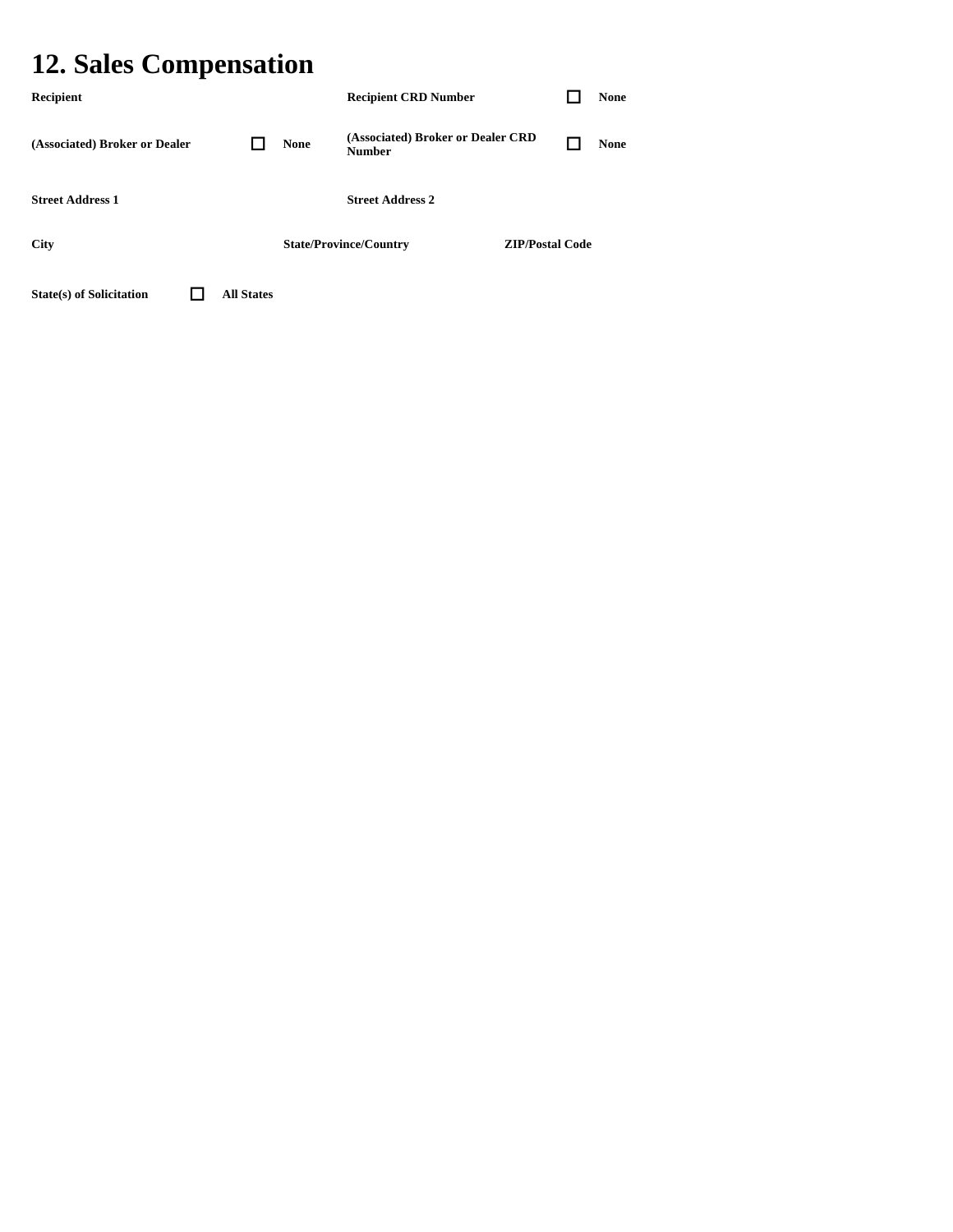# 12. Sales Compensation

**Recipient** | **Recipient CRD Number** ☐ **None**

**(Associated) Broker or Dealer** ☐ **None** | **(Associated) Broker or Dealer CRD Number** ☐ **None**

**Street Address 1** | **Street Address 2**

**City** | **State/Province/Country** | **ZIP/Postal Code**

**State(s) of Solicitation** ☐ **All States**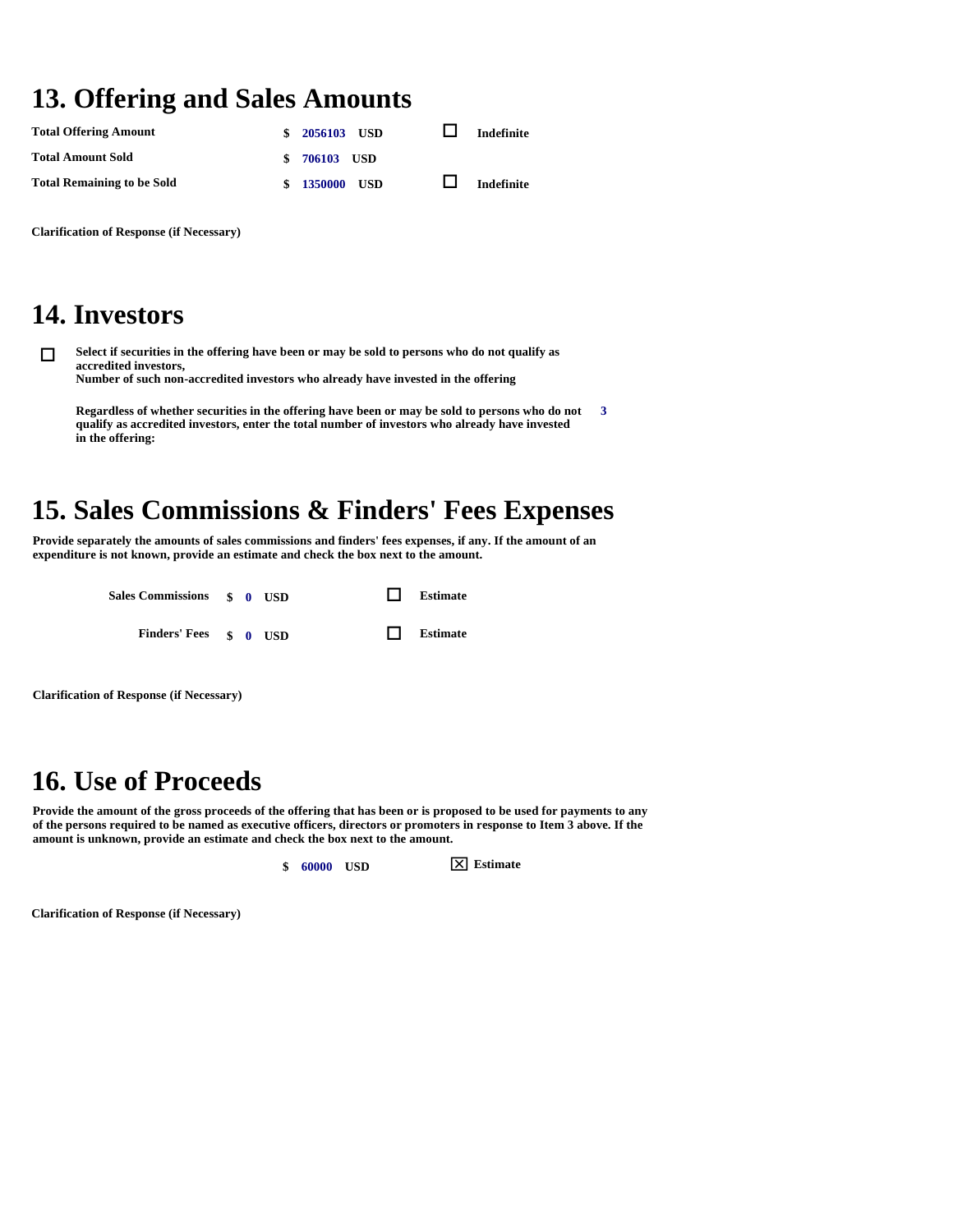## 13. Offering and Sales Amounts

| | | | |
|---|---|---|---|
| **Total Offering Amount** | $ 2056103 USD | ☐ | Indefinite |
| **Total Amount Sold** | $ 706103 USD | | |
| **Total Remaining to be Sold** | $ 1350000 USD | ☐ | Indefinite |

**Clarification of Response (if Necessary)**

## 14. Investors

☐ **Select if securities in the offering have been or may be sold to persons who do not qualify as accredited investors,**
**Number of such non-accredited investors who already have invested in the offering**

**Regardless of whether securities in the offering have been or may be sold to persons who do not qualify as accredited investors, enter the total number of investors who already have invested in the offering:** 3

## 15. Sales Commissions & Finders' Fees Expenses

**Provide separately the amounts of sales commissions and finders' fees expenses, if any. If the amount of an expenditure is not known, provide an estimate and check the box next to the amount.**

| | | | |
|---|---|---|---|
| **Sales Commissions** | $ 0 USD | ☐ | Estimate |
| **Finders' Fees** | $ 0 USD | ☐ | Estimate |

**Clarification of Response (if Necessary)**

## 16. Use of Proceeds

**Provide the amount of the gross proceeds of the offering that has been or is proposed to be used for payments to any of the persons required to be named as executive officers, directors or promoters in response to Item 3 above. If the amount is unknown, provide an estimate and check the box next to the amount.**

$ 60000 USD ☒ Estimate

**Clarification of Response (if Necessary)**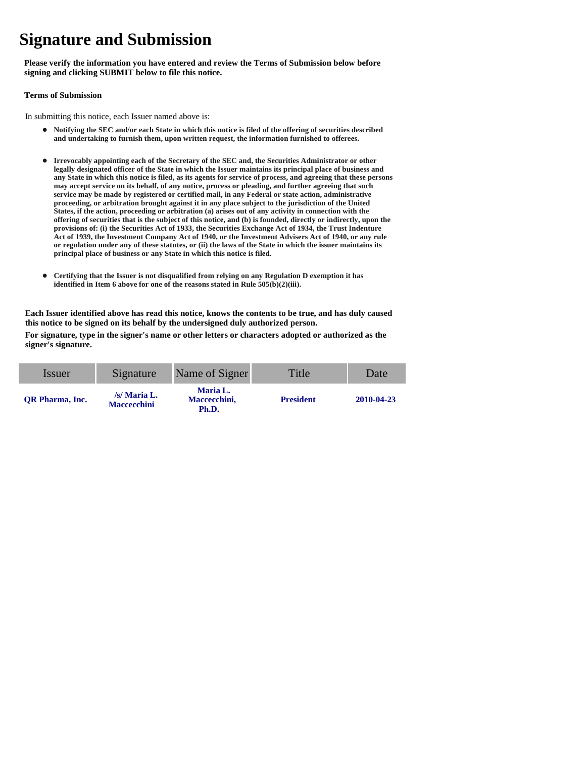# Signature and Submission

**Please verify the information you have entered and review the Terms of Submission below before signing and clicking SUBMIT below to file this notice.**

**Terms of Submission**

In submitting this notice, each Issuer named above is:

- **Notifying the SEC and/or each State in which this notice is filed of the offering of securities described and undertaking to furnish them, upon written request, the information furnished to offerees.**
- **Irrevocably appointing each of the Secretary of the SEC and, the Securities Administrator or other legally designated officer of the State in which the Issuer maintains its principal place of business and any State in which this notice is filed, as its agents for service of process, and agreeing that these persons may accept service on its behalf, of any notice, process or pleading, and further agreeing that such service may be made by registered or certified mail, in any Federal or state action, administrative proceeding, or arbitration brought against it in any place subject to the jurisdiction of the United States, if the action, proceeding or arbitration (a) arises out of any activity in connection with the offering of securities that is the subject of this notice, and (b) is founded, directly or indirectly, upon the provisions of: (i) the Securities Act of 1933, the Securities Exchange Act of 1934, the Trust Indenture Act of 1939, the Investment Company Act of 1940, or the Investment Advisers Act of 1940, or any rule or regulation under any of these statutes, or (ii) the laws of the State in which the issuer maintains its principal place of business or any State in which this notice is filed.**
- **Certifying that the Issuer is not disqualified from relying on any Regulation D exemption it has identified in Item 6 above for one of the reasons stated in Rule 505(b)(2)(iii).**

**Each Issuer identified above has read this notice, knows the contents to be true, and has duly caused this notice to be signed on its behalf by the undersigned duly authorized person.**

**For signature, type in the signer's name or other letters or characters adopted or authorized as the signer's signature.**

| Issuer | Signature | Name of Signer | Title | Date |
|---|---|---|---|---|
| QR Pharma, Inc. | /s/ Maria L. Maccecchini | Maria L. Maccecchini, Ph.D. | President | 2010-04-23 |